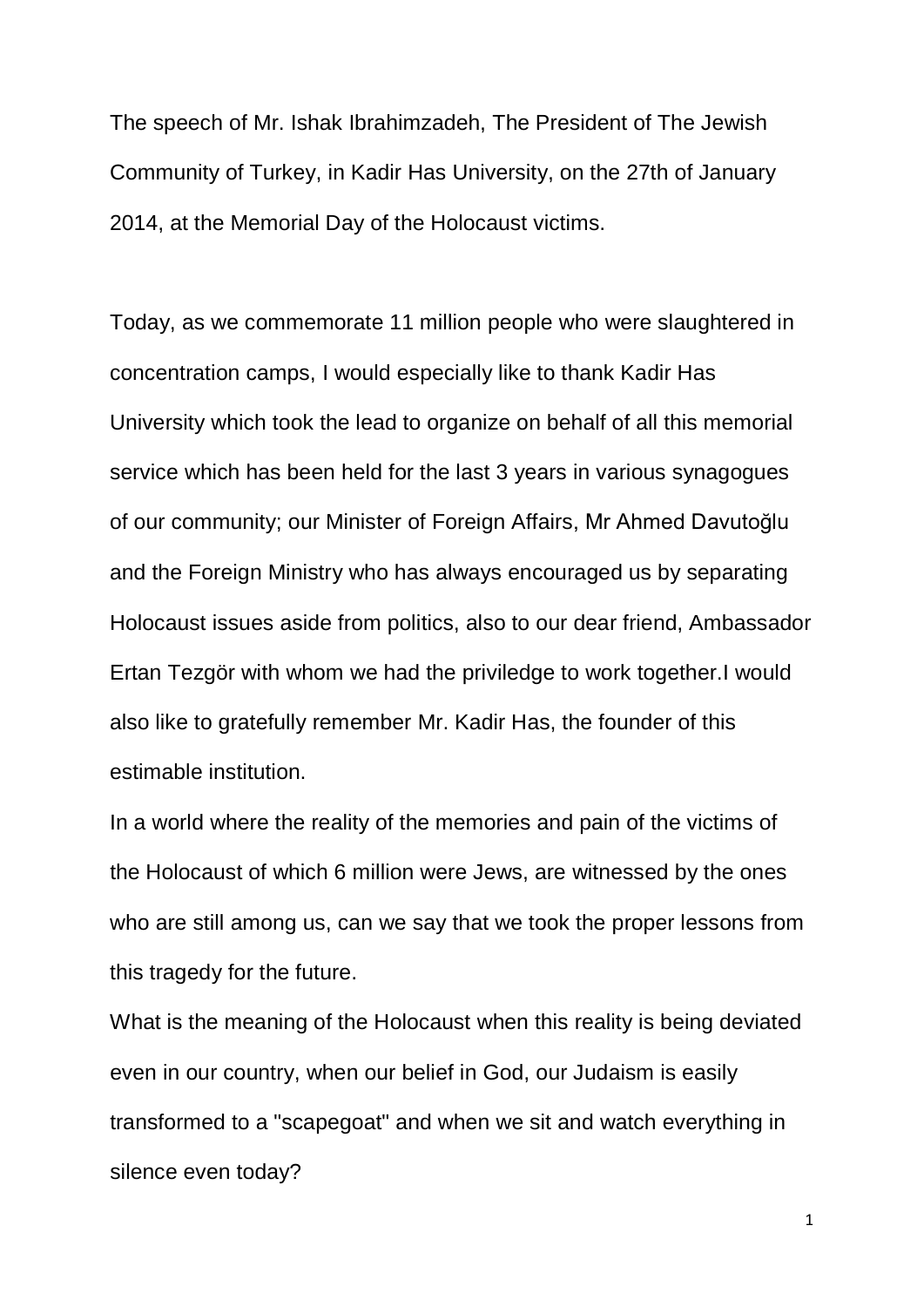The speech of Mr. Ishak Ibrahimzadeh, The President of The Jewish Community of Turkey, in Kadir Has University, on the 27th of January 2014, at the Memorial Day of the Holocaust victims.

Today, as we commemorate 11 million people who were slaughtered in concentration camps, I would especially like to thank Kadir Has University which took the lead to organize on behalf of all this memorial service which has been held for the last 3 years in various synagogues of our community; our Minister of Foreign Affairs, Mr Ahmed Davutoğlu and the Foreign Ministry who has always encouraged us by separating Holocaust issues aside from politics, also to our dear friend, Ambassador Ertan Tezgör with whom we had the priviledge to work together.I would also like to gratefully remember Mr. Kadir Has, the founder of this estimable institution.

In a world where the reality of the memories and pain of the victims of the Holocaust of which 6 million were Jews, are witnessed by the ones who are still among us, can we say that we took the proper lessons from this tragedy for the future.

What is the meaning of the Holocaust when this reality is being deviated even in our country, when our belief in God, our Judaism is easily transformed to a "scapegoat" and when we sit and watch everything in silence even today?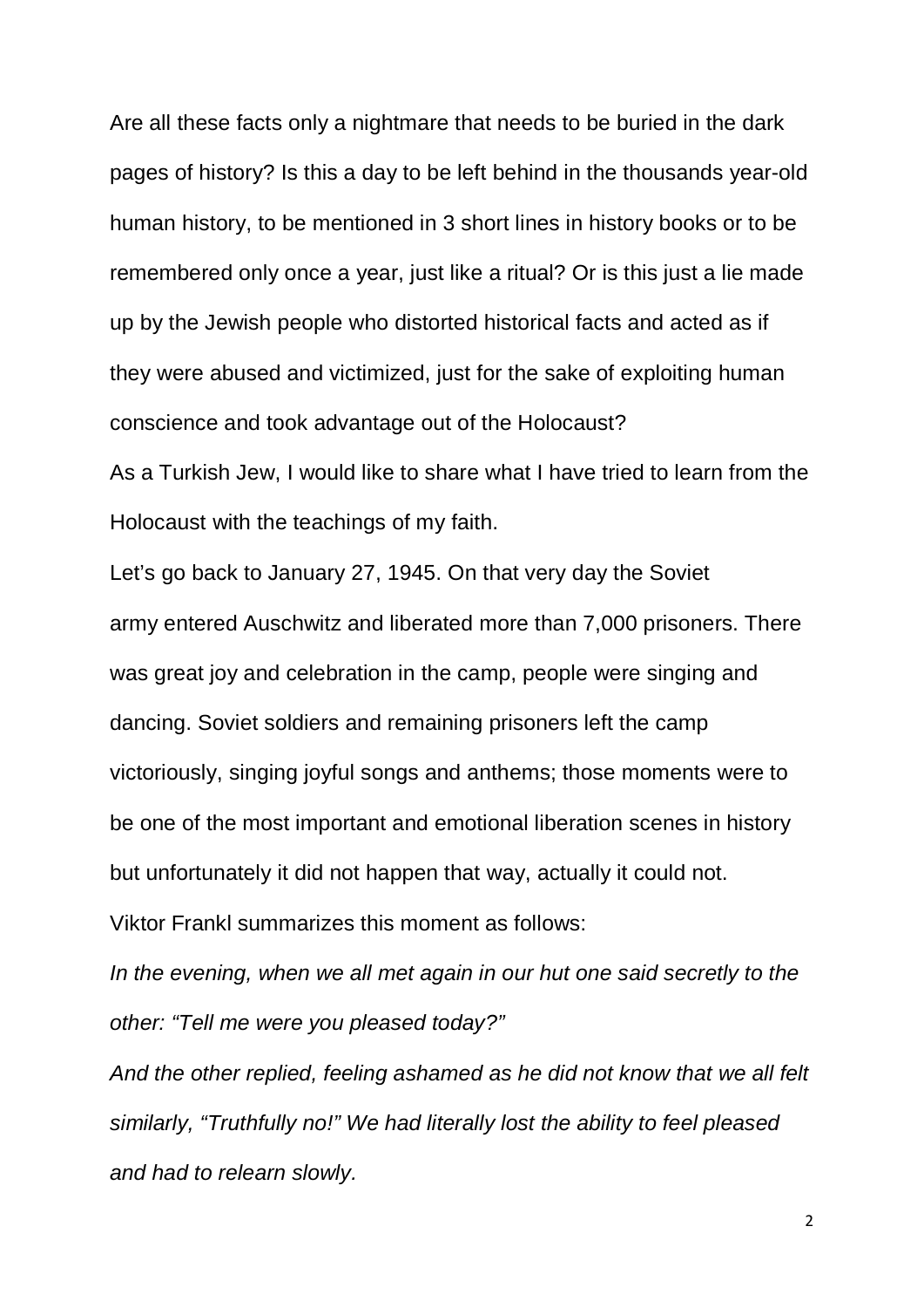Are all these facts only a nightmare that needs to be buried in the dark pages of history? Is this a day to be left behind in the thousands year-old human history, to be mentioned in 3 short lines in history books or to be remembered only once a year, just like a ritual? Or is this just a lie made up by the Jewish people who distorted historical facts and acted as if they were abused and victimized, just for the sake of exploiting human conscience and took advantage out of the Holocaust?

As a Turkish Jew, I would like to share what I have tried to learn from the Holocaust with the teachings of my faith.

Let's go back to January 27, 1945. On that very day the Soviet army entered Auschwitz and liberated more than 7,000 prisoners. There was great joy and celebration in the camp, people were singing and dancing. Soviet soldiers and remaining prisoners left the camp victoriously, singing joyful songs and anthems; those moments were to be one of the most important and emotional liberation scenes in history but unfortunately it did not happen that way, actually it could not.

Viktor Frankl summarizes this moment as follows:

*In the evening, when we all met again in our hut one said secretly to the other: "Tell me were you pleased today?"*

*And the other replied, feeling ashamed as he did not know that we all felt similarly, "Truthfully no!" We had literally lost the ability to feel pleased and had to relearn slowly.*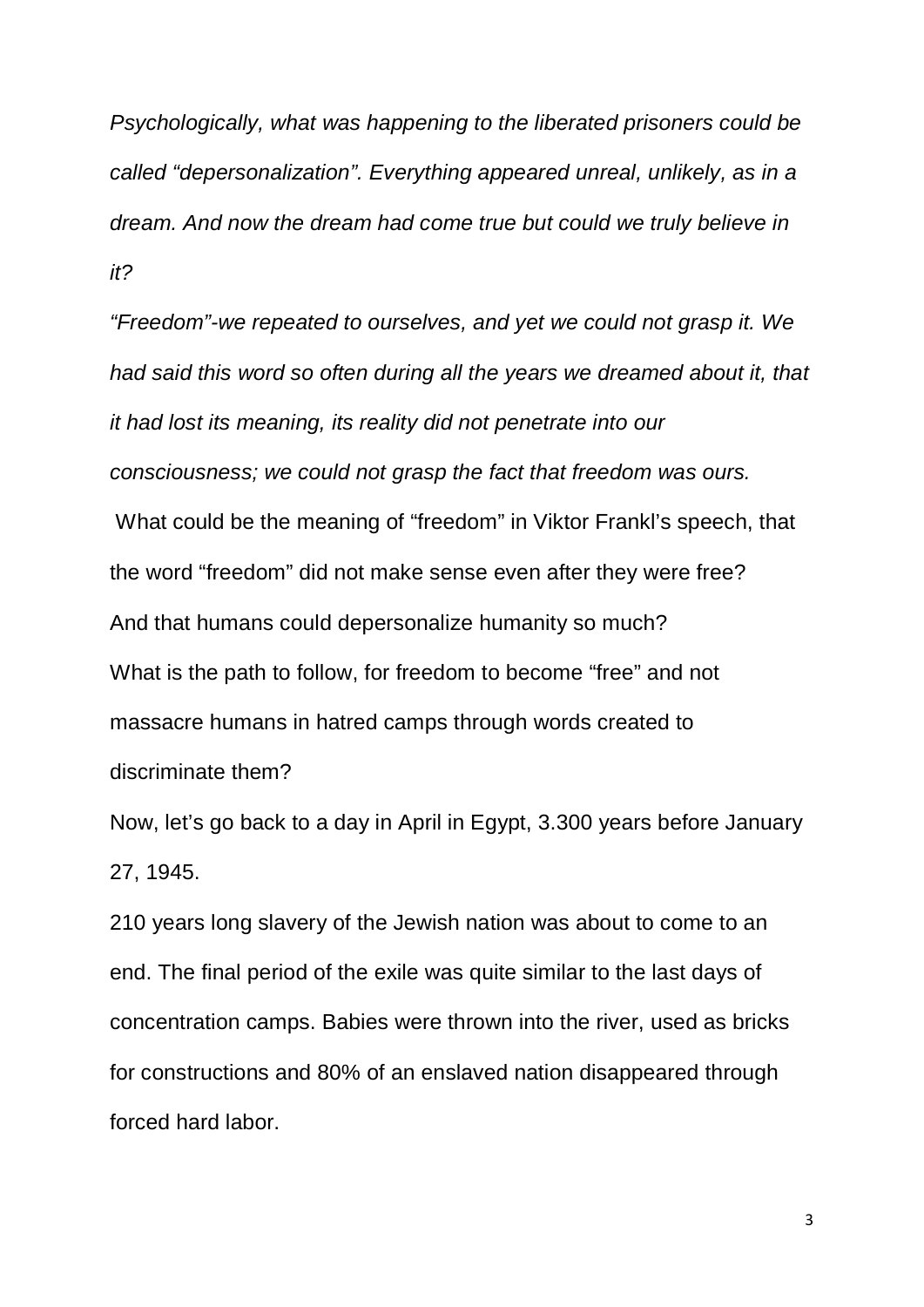*Psychologically, what was happening to the liberated prisoners could be called "depersonalization". Everything appeared unreal, unlikely, as in a dream. And now the dream had come true but could we truly believe in it?*

*"Freedom"-we repeated to ourselves, and yet we could not grasp it. We had said this word so often during all the years we dreamed about it, that it had lost its meaning, its reality did not penetrate into our consciousness; we could not grasp the fact that freedom was ours.*

What could be the meaning of "freedom" in Viktor Frankl's speech, that the word "freedom" did not make sense even after they were free? And that humans could depersonalize humanity so much?

What is the path to follow, for freedom to become "free" and not massacre humans in hatred camps through words created to discriminate them?

Now, let's go back to a day in April in Egypt, 3.300 years before January 27, 1945.

210 years long slavery of the Jewish nation was about to come to an end. The final period of the exile was quite similar to the last days of concentration camps. Babies were thrown into the river, used as bricks for constructions and 80% of an enslaved nation disappeared through forced hard labor.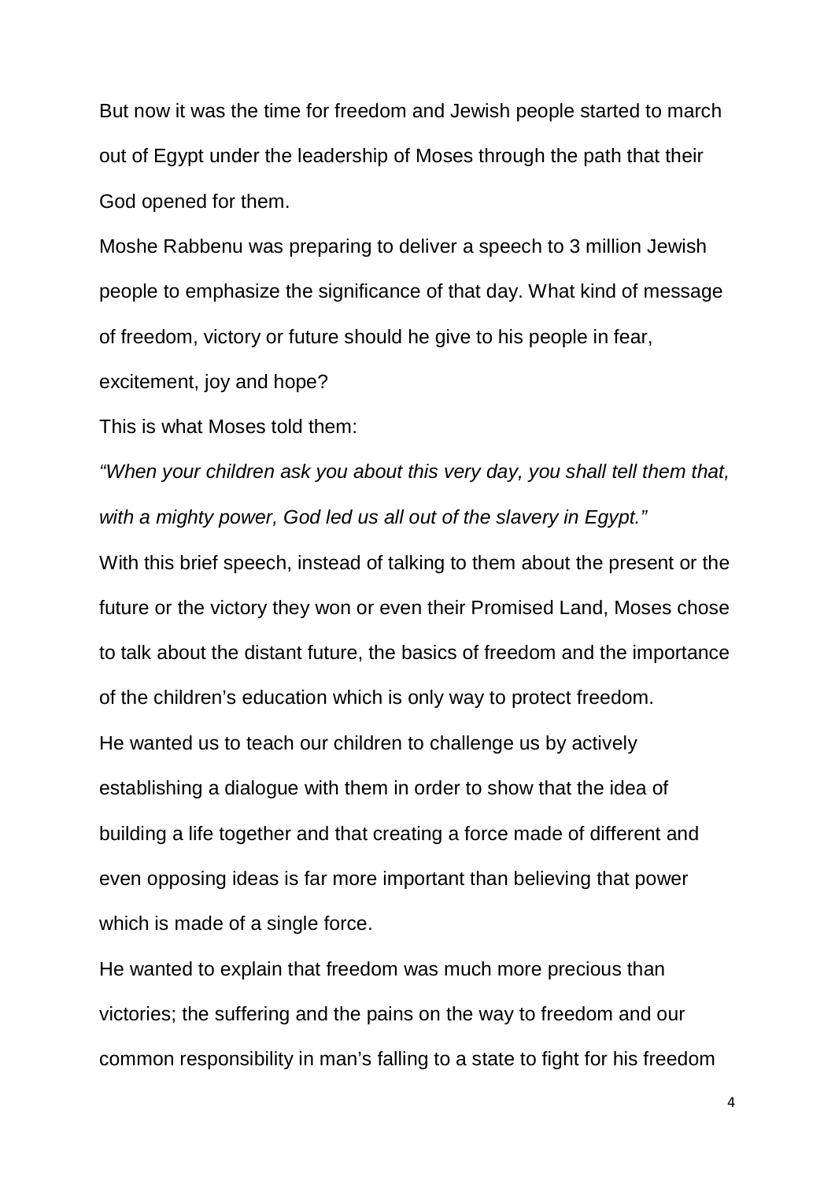But now it was the time for freedom and Jewish people started to march out of Egypt under the leadership of Moses through the path that their God opened for them.

Moshe Rabbenu was preparing to deliver a speech to 3 million Jewish people to emphasize the significance of that day. What kind of message of freedom, victory or future should he give to his people in fear, excitement, joy and hope?

This is what Moses told them:

*"When your children ask you about this very day, you shall tell them that, with a mighty power, God led us all out of the slavery in Egypt."*

With this brief speech, instead of talking to them about the present or the future or the victory they won or even their Promised Land, Moses chose to talk about the distant future, the basics of freedom and the importance of the children's education which is only way to protect freedom.

He wanted us to teach our children to challenge us by actively establishing a dialogue with them in order to show that the idea of building a life together and that creating a force made of different and even opposing ideas is far more important than believing that power which is made of a single force.

He wanted to explain that freedom was much more precious than victories; the suffering and the pains on the way to freedom and our common responsibility in man's falling to a state to fight for his freedom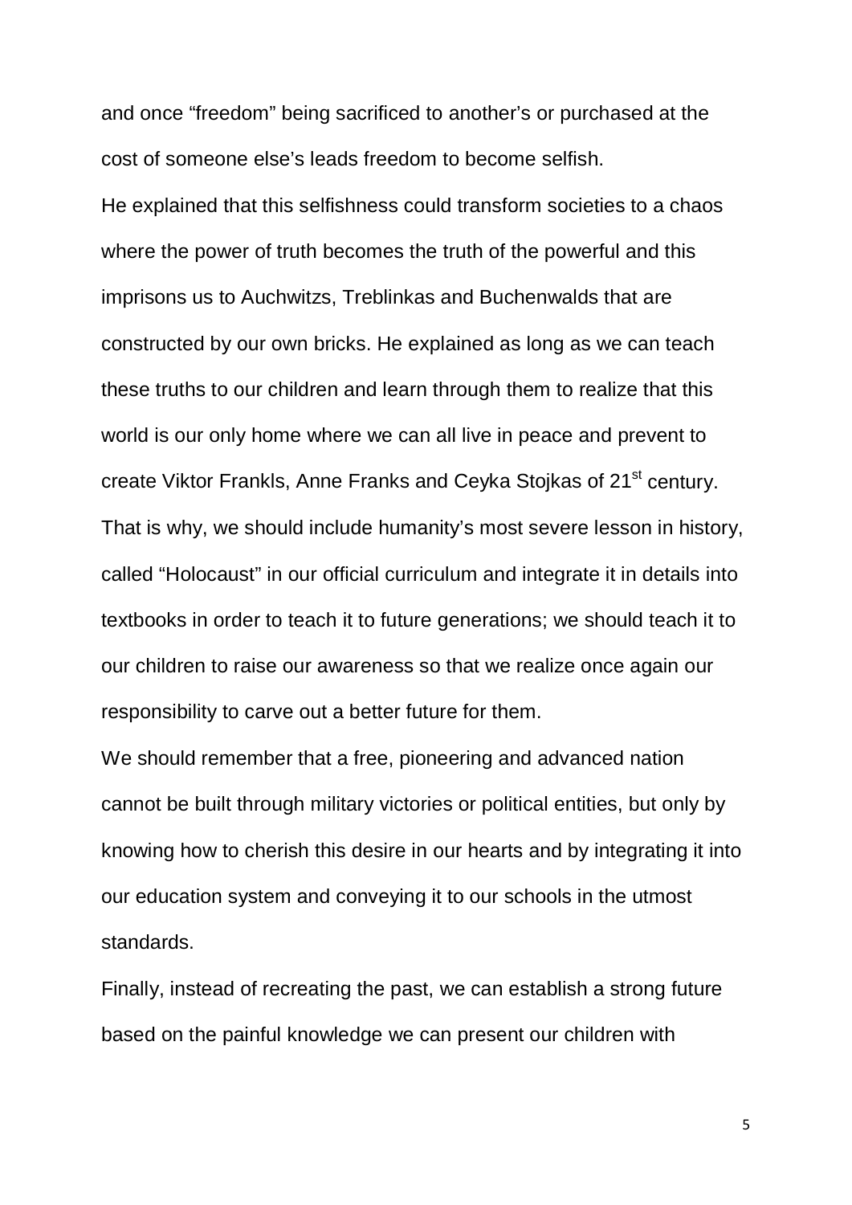and once “freedom” being sacrificed to another’s or purchased at the cost of someone else’s leads freedom to become selfish.

He explained that this selfishness could transform societies to a chaos where the power of truth becomes the truth of the powerful and this imprisons us to Auchwitzs, Treblinkas and Buchenwalds that are constructed by our own bricks. He explained as long as we can teach these truths to our children and learn through them to realize that this world is our only home where we can all live in peace and prevent to create Viktor Frankls, Anne Franks and Ceyka Stojkas of 21st century. That is why, we should include humanity’s most severe lesson in history, called “Holocaust” in our official curriculum and integrate it in details into textbooks in order to teach it to future generations; we should teach it to our children to raise our awareness so that we realize once again our responsibility to carve out a better future for them.

We should remember that a free, pioneering and advanced nation cannot be built through military victories or political entities, but only by knowing how to cherish this desire in our hearts and by integrating it into our education system and conveying it to our schools in the utmost standards.

Finally, instead of recreating the past, we can establish a strong future based on the painful knowledge we can present our children with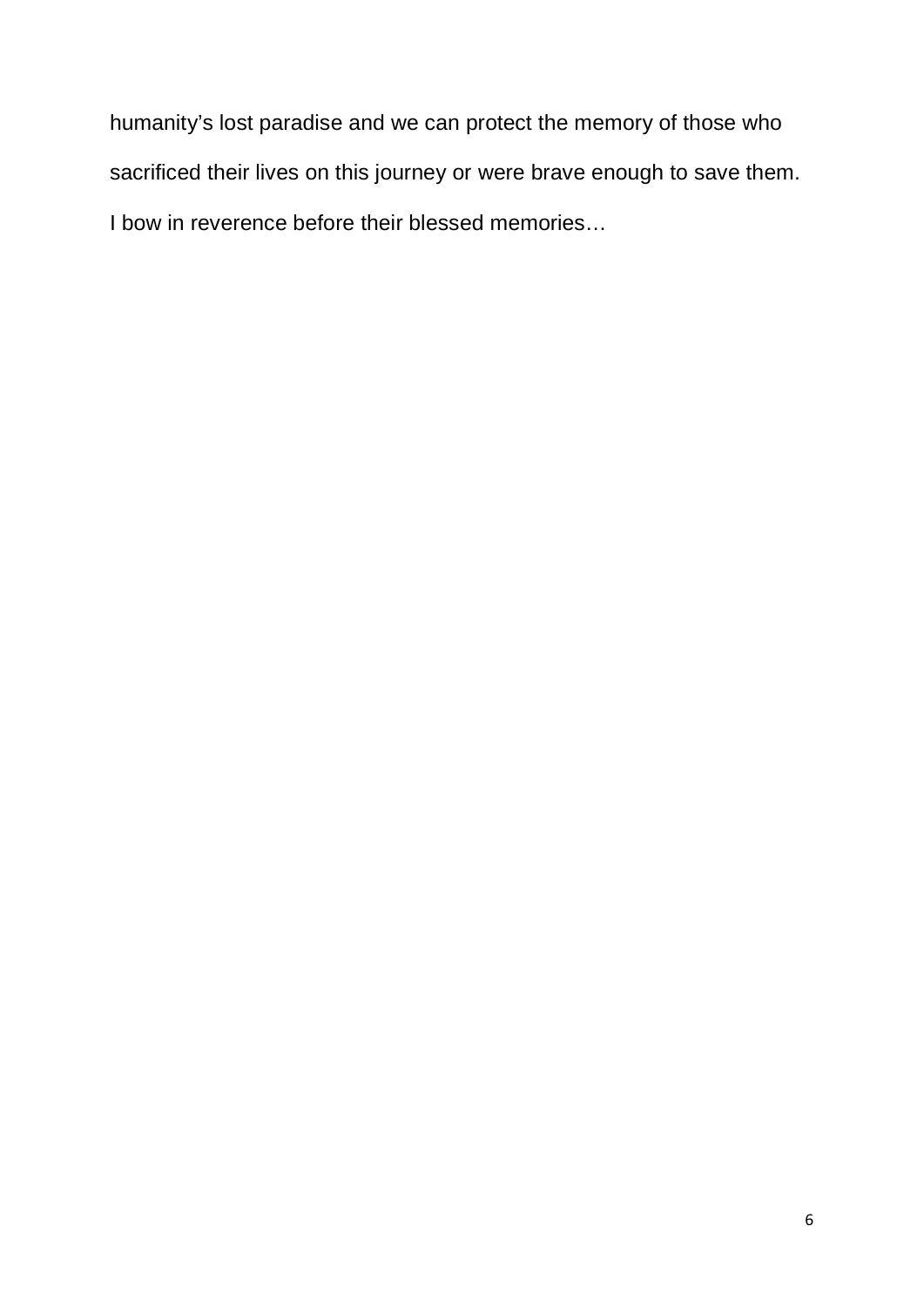humanity's lost paradise and we can protect the memory of those who sacrificed their lives on this journey or were brave enough to save them. I bow in reverence before their blessed memories…